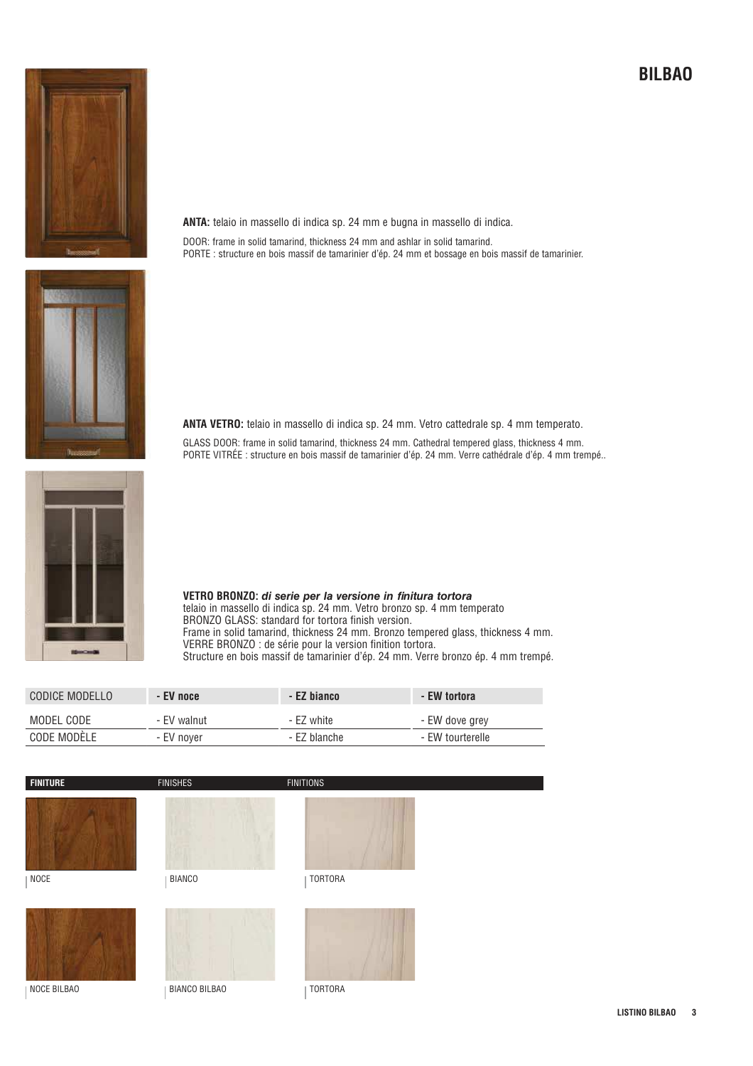# BILBAO

**ANTA:** telaio in massello di indica sp. 24 mm e bugna in massello di indica.

DOOR: frame in solid tamarind, thickness 24 mm and ashlar in solid tamarind.
PORTE : structure en bois massif de tamarinier d'ép. 24 mm et bossage en bois massif de tamarinier.

**ANTA VETRO:** telaio in massello di indica sp. 24 mm. Vetro cattedrale sp. 4 mm temperato.

GLASS DOOR: frame in solid tamarind, thickness 24 mm. Cathedral tempered glass, thickness 4 mm.
PORTE VITRÉE : structure en bois massif de tamarinier d'ép. 24 mm. Verre cathédrale d'ép. 4 mm trempé..

**VETRO BRONZO:** ***di serie per la versione in finitura tortora***
telaio in massello di indica sp. 24 mm. Vetro bronzo sp. 4 mm temperato
BRONZO GLASS: standard for tortora finish version.
Frame in solid tamarind, thickness 24 mm. Bronzo tempered glass, thickness 4 mm.
VERRE BRONZO : de série pour la version finition tortora.
Structure en bois massif de tamarinier d'ép. 24 mm. Verre bronzo ép. 4 mm trempé.

| CODICE MODELLO | **- EV noce** | **- EZ bianco** | **- EW tortora** |
|---|---|---|---|
| MODEL CODE | - EV walnut | - EZ white | - EW dove grey |
| CODE MODÈLE | - EV noyer | - EZ blanche | - EW tourterelle |

**FINITURE** FINISHES FINITIONS

NOCE | BIANCO | TORTORA

NOCE BILBAO | BIANCO BILBAO | TORTORA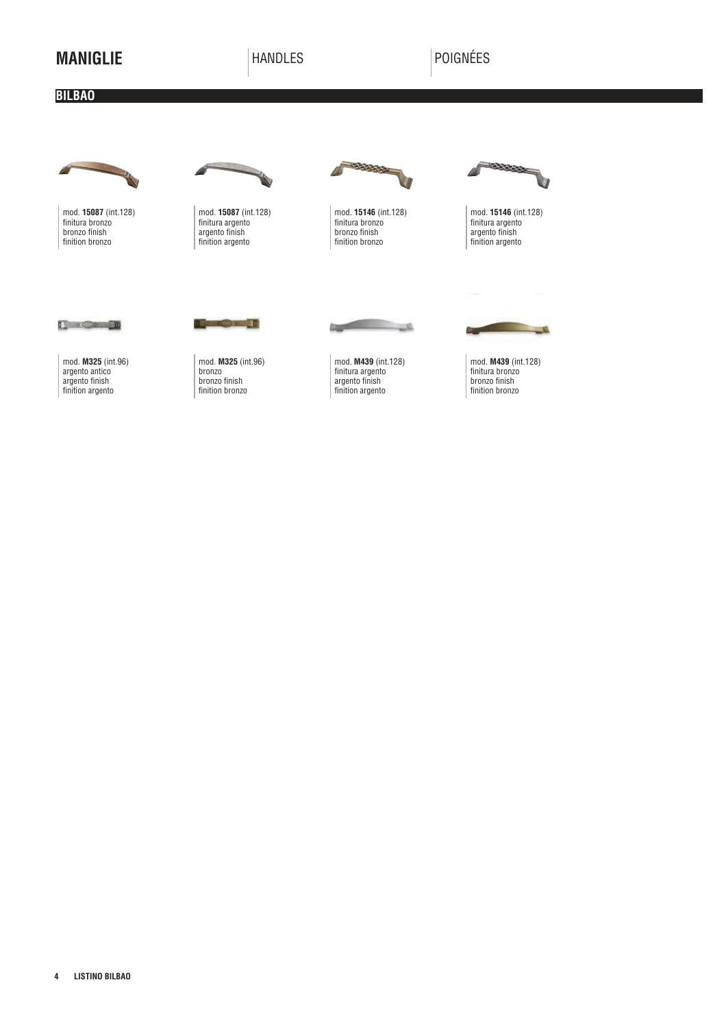# MANIGLIE

HANDLES

POIGNÉES

## BILBAO

mod. **15087** (int.128)
finitura bronzo
bronzo finish
finition bronzo

mod. **15087** (int.128)
finitura argento
argento finish
finition argento

mod. **15146** (int.128)
finitura bronzo
bronzo finish
finition bronzo

mod. **15146** (int.128)
finitura argento
argento finish
finition argento

mod. **M325** (int.96)
argento antico
argento finish
finition argento

mod. **M325** (int.96)
bronzo
bronzo finish
finition bronzo

mod. **M439** (int.128)
finitura argento
argento finish
finition argento

mod. **M439** (int.128)
finitura bronzo
bronzo finish
finition bronzo